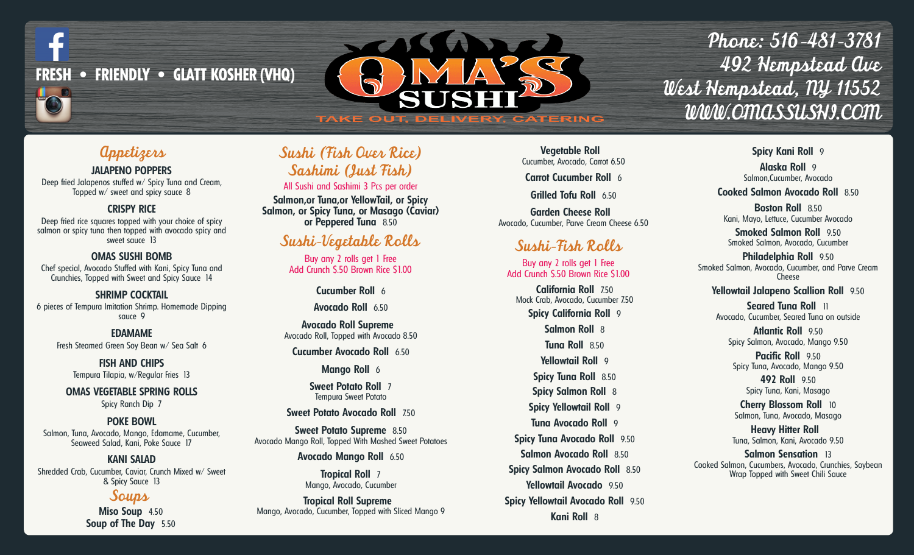FRESH • FRIENDLY • GLATT KOSHER (VHQ)

# OMA'S SUSHI

TAKE OUT, DELIVERY, CATERING

Phone: 516-481-3781
492 Hempstead Ave
West Hempstead, NY 11552
WWW.OMASSUSHI.COM

## Appetizers

**JALAPENO POPPERS**
Deep fried Jalapenos stuffed w/ Spicy Tuna and Cream, Topped w/ sweet and spicy sauce 8

**CRISPY RICE**
Deep fried rice squares topped with your choice of spicy salmon or spicy tuna then topped with avocado spicy and sweet sauce 13

**OMAS SUSHI BOMB**
Chef special, Avocado Stuffed with Kani, Spicy Tuna and Crunchies, Topped with Sweet and Spicy Sauce 14

**SHRIMP COCKTAIL**
6 pieces of Tempura Imitation Shrimp. Homemade Dipping sauce 9

**EDAMAME**
Fresh Steamed Green Soy Bean w/ Sea Salt 6

**FISH AND CHIPS**
Tempura Tilapia, w/Regular Fries 13

**OMAS VEGETABLE SPRING ROLLS**
Spicy Ranch Dip 7

**POKE BOWL**
Salmon, Tuna, Avocado, Mango, Edamame, Cucumber, Seaweed Salad, Kani, Poke Sauce 17

**KANI SALAD**
Shredded Crab, Cucumber, Caviar, Crunch Mixed w/ Sweet & Spicy Sauce 13

## Soups

**Miso Soup** 4.50
**Soup of The Day** 5.50

## Sushi (Fish Over Rice)
## Sashimi (Just Fish)

All Sushi and Sashimi 3 Pcs per order

**Salmon, or Tuna, or YellowTail, or Spicy Salmon, or Spicy Tuna, or Masago (Caviar) or Peppered Tuna** 8.50

## Sushi-Vegetable Rolls

Buy any 2 rolls get 1 Free
Add Crunch $.50 Brown Rice $1.00

**Cucumber Roll** 6

**Avocado Roll** 6.50

**Avocado Roll Supreme**
Avocado Roll, Topped with Avocado 8.50

**Cucumber Avocado Roll** 6.50

**Mango Roll** 6

**Sweet Potato Roll** 7
Tempura Sweet Potato

**Sweet Potato Avocado Roll** 7.50

**Sweet Potato Supreme** 8.50
Avocado Mango Roll, Topped With Mashed Sweet Potatoes

**Avocado Mango Roll** 6.50

**Tropical Roll** 7
Mango, Avocado, Cucumber

**Tropical Roll Supreme**
Mango, Avocado, Cucumber, Topped with Sliced Mango 9

**Vegetable Roll**
Cucumber, Avocado, Carrot 6.50

**Carrot Cucumber Roll** 6

**Grilled Tofu Roll** 6.50

**Garden Cheese Roll**
Avocado, Cucumber, Parve Cream Cheese 6.50

## Sushi-Fish Rolls

Buy any 2 rolls get 1 Free
Add Crunch $.50 Brown Rice $1.00

**California Roll** 7.50
Mock Crab, Avocado, Cucumber 7.50

**Spicy California Roll** 9

**Salmon Roll** 8

**Tuna Roll** 8.50

**Yellowtail Roll** 9

**Spicy Tuna Roll** 8.50

**Spicy Salmon Roll** 8

**Spicy Yellowtail Roll** 9

**Tuna Avocado Roll** 9

**Spicy Tuna Avocado Roll** 9.50

**Salmon Avocado Roll** 8.50

**Spicy Salmon Avocado Roll** 8.50

**Yellowtail Avocado** 9.50

**Spicy Yellowtail Avocado Roll** 9.50

**Kani Roll** 8

**Spicy Kani Roll** 9

**Alaska Roll** 9
Salmon, Cucumber, Avocado

**Cooked Salmon Avocado Roll** 8.50

**Boston Roll** 8.50
Kani, Mayo, Lettuce, Cucumber Avocado

**Smoked Salmon Roll** 9.50
Smoked Salmon, Avocado, Cucumber

**Philadelphia Roll** 9.50
Smoked Salmon, Avocado, Cucumber, and Parve Cream Cheese

**Yellowtail Jalapeno Scallion Roll** 9.50

**Seared Tuna Roll** 11
Avocado, Cucumber, Seared Tuna on outside

**Atlantic Roll** 9.50
Spicy Salmon, Avocado, Mango 9.50

**Pacific Roll** 9.50
Spicy Tuna, Avocado, Mango 9.50

**492 Roll** 9.50
Spicy Tuna, Kani, Masago

**Cherry Blossom Roll** 10
Salmon, Tuna, Avocado, Masago

**Heavy Hitter Roll**
Tuna, Salmon, Kani, Avocado 9.50

**Salmon Sensation** 13
Cooked Salmon, Cucumbers, Avocado, Crunchies, Soybean Wrap Topped with Sweet Chili Sauce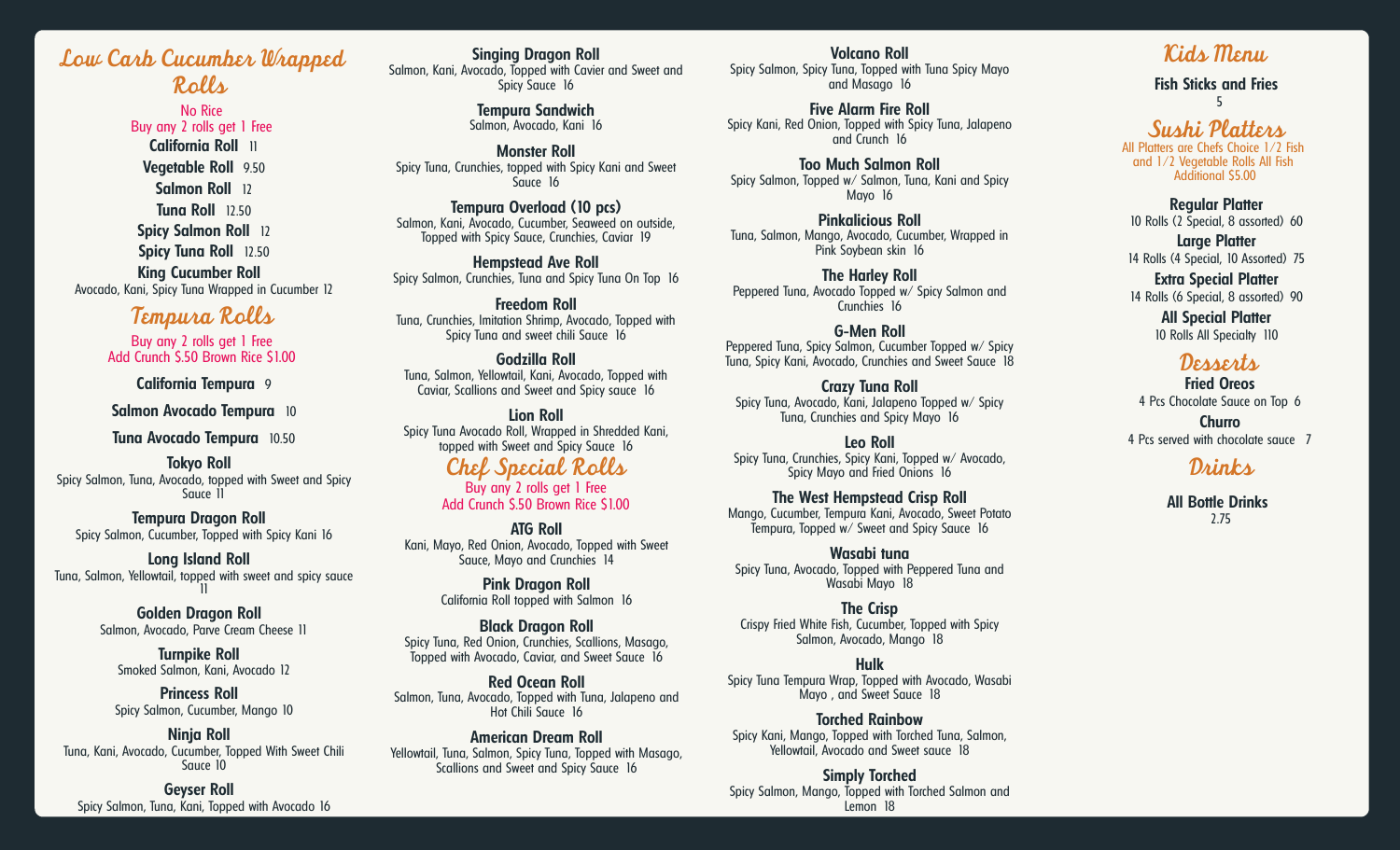## Low Carb Cucumber Wrapped Rolls

No Rice
Buy any 2 rolls get 1 Free

**California Roll** 11

**Vegetable Roll** 9.50

**Salmon Roll** 12

**Tuna Roll** 12.50

**Spicy Salmon Roll** 12

**Spicy Tuna Roll** 12.50

**King Cucumber Roll**
Avocado, Kani, Spicy Tuna Wrapped in Cucumber 12

## Tempura Rolls

Buy any 2 rolls get 1 Free
Add Crunch $.50 Brown Rice $1.00

**California Tempura** 9

**Salmon Avocado Tempura** 10

**Tuna Avocado Tempura** 10.50

**Tokyo Roll**
Spicy Salmon, Tuna, Avocado, topped with Sweet and Spicy Sauce 11

**Tempura Dragon Roll**
Spicy Salmon, Cucumber, Topped with Spicy Kani 16

**Long Island Roll**
Tuna, Salmon, Yellowtail, topped with sweet and spicy sauce 11

**Golden Dragon Roll**
Salmon, Avocado, Parve Cream Cheese 11

**Turnpike Roll**
Smoked Salmon, Kani, Avocado 12

**Princess Roll**
Spicy Salmon, Cucumber, Mango 10

**Ninja Roll**
Tuna, Kani, Avocado, Cucumber, Topped With Sweet Chili Sauce 10

**Geyser Roll**
Spicy Salmon, Tuna, Kani, Topped with Avocado 16

**Singing Dragon Roll**
Salmon, Kani, Avocado, Topped with Cavier and Sweet and Spicy Sauce 16

**Tempura Sandwich**
Salmon, Avocado, Kani 16

**Monster Roll**
Spicy Tuna, Crunchies, topped with Spicy Kani and Sweet Sauce 16

**Tempura Overload (10 pcs)**
Salmon, Kani, Avocado, Cucumber, Seaweed on outside, Topped with Spicy Sauce, Crunchies, Caviar 19

**Hempstead Ave Roll**
Spicy Salmon, Crunchies, Tuna and Spicy Tuna On Top 16

**Freedom Roll**
Tuna, Crunchies, Imitation Shrimp, Avocado, Topped with Spicy Tuna and sweet chili Sauce 16

**Godzilla Roll**
Tuna, Salmon, Yellowtail, Kani, Avocado, Topped with Caviar, Scallions and Sweet and Spicy sauce 16

**Lion Roll**
Spicy Tuna Avocado Roll, Wrapped in Shredded Kani, topped with Sweet and Spicy Sauce 16

## Chef Special Rolls

Buy any 2 rolls get 1 Free
Add Crunch $.50 Brown Rice $1.00

**ATG Roll**
Kani, Mayo, Red Onion, Avocado, Topped with Sweet Sauce, Mayo and Crunchies 14

**Pink Dragon Roll**
California Roll topped with Salmon 16

**Black Dragon Roll**
Spicy Tuna, Red Onion, Crunchies, Scallions, Masago, Topped with Avocado, Caviar, and Sweet Sauce 16

**Red Ocean Roll**
Salmon, Tuna, Avocado, Topped with Tuna, Jalapeno and Hot Chili Sauce 16

**American Dream Roll**
Yellowtail, Tuna, Salmon, Spicy Tuna, Topped with Masago, Scallions and Sweet and Spicy Sauce 16

**Volcano Roll**
Spicy Salmon, Spicy Tuna, Topped with Tuna Spicy Mayo and Masago 16

**Five Alarm Fire Roll**
Spicy Kani, Red Onion, Topped with Spicy Tuna, Jalapeno and Crunch 16

**Too Much Salmon Roll**
Spicy Salmon, Topped w/ Salmon, Tuna, Kani and Spicy Mayo 16

**Pinkalicious Roll**
Tuna, Salmon, Mango, Avocado, Cucumber, Wrapped in Pink Soybean skin 16

**The Harley Roll**
Peppered Tuna, Avocado Topped w/ Spicy Salmon and Crunchies 16

**G-Men Roll**
Peppered Tuna, Spicy Salmon, Cucumber Topped w/ Spicy Tuna, Spicy Kani, Avocado, Crunchies and Sweet Sauce 18

**Crazy Tuna Roll**
Spicy Tuna, Avocado, Kani, Jalapeno Topped w/ Spicy Tuna, Crunchies and Spicy Mayo 16

**Leo Roll**
Spicy Tuna, Crunchies, Spicy Kani, Topped w/ Avocado, Spicy Mayo and Fried Onions 16

**The West Hempstead Crisp Roll**
Mango, Cucumber, Tempura Kani, Avocado, Sweet Potato Tempura, Topped w/ Sweet and Spicy Sauce 16

**Wasabi tuna**
Spicy Tuna, Avocado, Topped with Peppered Tuna and Wasabi Mayo 18

**The Crisp**
Crispy Fried White Fish, Cucumber, Topped with Spicy Salmon, Avocado, Mango 18

**Hulk**
Spicy Tuna Tempura Wrap, Topped with Avocado, Wasabi Mayo , and Sweet Sauce 18

**Torched Rainbow**
Spicy Kani, Mango, Topped with Torched Tuna, Salmon, Yellowtail, Avocado and Sweet sauce 18

**Simply Torched**
Spicy Salmon, Mango, Topped with Torched Salmon and Lemon 18

## Kids Menu

**Fish Sticks and Fries**
5

## Sushi Platters

All Platters are Chefs Choice 1/2 Fish and 1/2 Vegetable Rolls All Fish Additional $5.00

**Regular Platter**
10 Rolls (2 Special, 8 assorted) 60

**Large Platter**
14 Rolls (4 Special, 10 Assorted) 75

**Extra Special Platter**
14 Rolls (6 Special, 8 assorted) 90

**All Special Platter**
10 Rolls All Specialty 110

## Desserts

**Fried Oreos**
4 Pcs Chocolate Sauce on Top 6

**Churro**
4 Pcs served with chocolate sauce 7

## Drinks

**All Bottle Drinks**
2.75